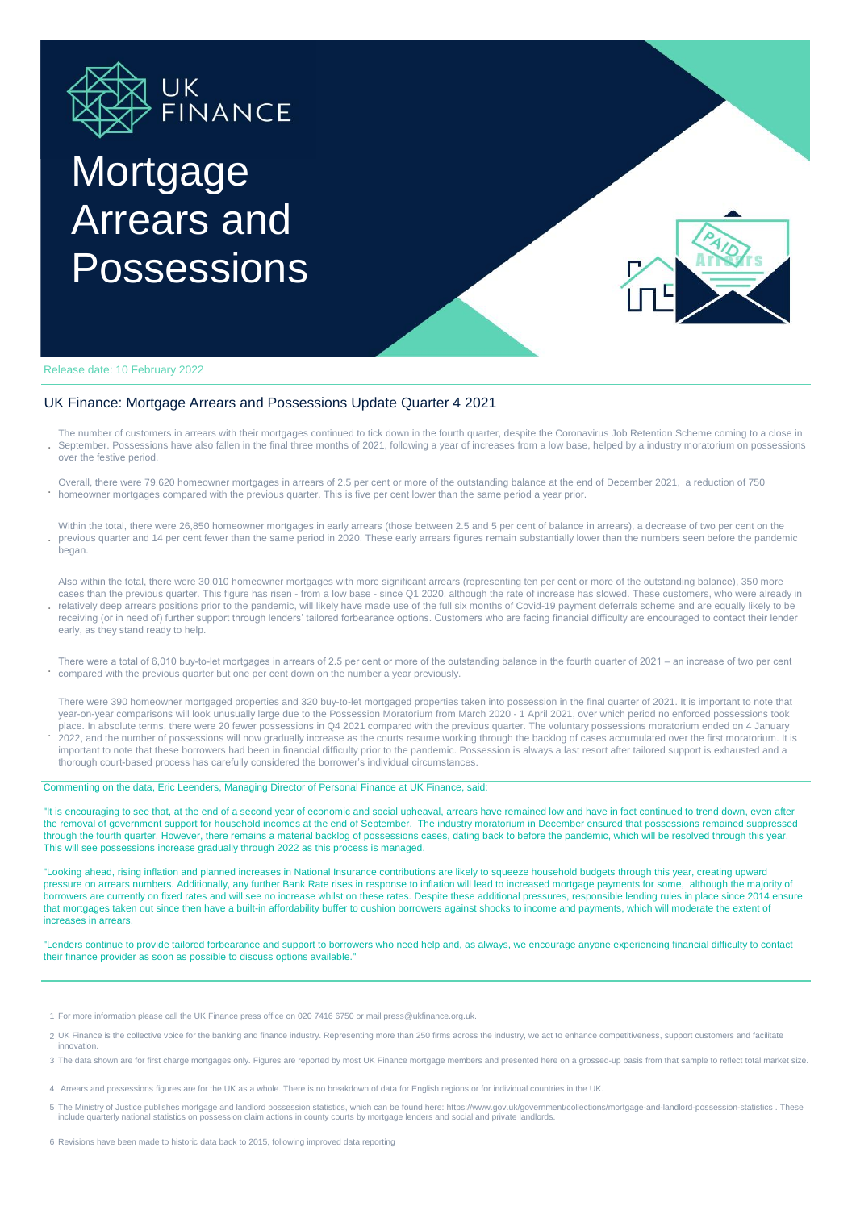# Mortgage Arrears and Possessions

Release date: 10 February 2022

## UK Finance: Mortgage Arrears and Possessions Update Quarter 4 2021

- The number of customers in arrears with their mortgages continued to tick down in the fourth quarter, despite the Coronavirus Job Retention Scheme coming to a close in September. Possessions have also fallen in the final three months of 2021, following a year of increases from a low base, helped by a industry moratorium on possessions over the festive period.
- Overall, there were 79,620 homeowner mortgages in arrears of 2.5 per cent or more of the outstanding balance at the end of December 2021, a reduction of 750 homeowner mortgages compared with the previous quarter. This is five per cent lower than the same period a year prior.
- Within the total, there were 26,850 homeowner mortgages in early arrears (those between 2.5 and 5 per cent of balance in arrears), a decrease of two per cent on the previous quarter and 14 per cent fewer than the same period in 2020. These early arrears figures remain substantially lower than the numbers seen before the pandemic began.
- Also within the total, there were 30,010 homeowner mortgages with more significant arrears (representing ten per cent or more of the outstanding balance), 350 more cases than the previous quarter. This figure has risen - from a low base - since Q1 2020, although the rate of increase has slowed. These customers, who were already in relatively deep arrears positions prior to the pandemic, will likely have made use of the full six months of Covid-19 payment deferrals scheme and are equally likely to be receiving (or in need of) further support through lenders' tailored forbearance options. Customers who are facing financial difficulty are encouraged to contact their lender early, as they stand ready to help.
- There were a total of 6,010 buy-to-let mortgages in arrears of 2.5 per cent or more of the outstanding balance in the fourth quarter of 2021 – an increase of two per cent compared with the previous quarter but one per cent down on the number a year previously.
- There were 390 homeowner mortgaged properties and 320 buy-to-let mortgaged properties taken into possession in the final quarter of 2021. It is important to note that year-on-year comparisons will look unusually large due to the Possession Moratorium from March 2020 - 1 April 2021, over which period no enforced possessions took place. In absolute terms, there were 20 fewer possessions in Q4 2021 compared with the previous quarter. The voluntary possessions moratorium ended on 4 January 2022, and the number of possessions will now gradually increase as the courts resume working through the backlog of cases accumulated over the first moratorium. It is important to note that these borrowers had been in financial difficulty prior to the pandemic. Possession is always a last resort after tailored support is exhausted and a thorough court-based process has carefully considered the borrower's individual circumstances.

Commenting on the data, Eric Leenders, Managing Director of Personal Finance at UK Finance, said:

"It is encouraging to see that, at the end of a second year of economic and social upheaval, arrears have remained low and have in fact continued to trend down, even after the removal of government support for household incomes at the end of September. The industry moratorium in December ensured that possessions remained suppressed through the fourth quarter. However, there remains a material backlog of possessions cases, dating back to before the pandemic, which will be resolved through this year. This will see possessions increase gradually through 2022 as this process is managed.

"Looking ahead, rising inflation and planned increases in National Insurance contributions are likely to squeeze household budgets through this year, creating upward pressure on arrears numbers. Additionally, any further Bank Rate rises in response to inflation will lead to increased mortgage payments for some, although the majority of borrowers are currently on fixed rates and will see no increase whilst on these rates. Despite these additional pressures, responsible lending rules in place since 2014 ensure that mortgages taken out since then have a built-in affordability buffer to cushion borrowers against shocks to income and payments, which will moderate the extent of increases in arrears.

"Lenders continue to provide tailored forbearance and support to borrowers who need help and, as always, we encourage anyone experiencing financial difficulty to contact their finance provider as soon as possible to discuss options available."

1 For more information please call the UK Finance press office on 020 7416 6750 or mail press@ukfinance.org.uk.

2 UK Finance is the collective voice for the banking and finance industry. Representing more than 250 firms across the industry, we act to enhance competitiveness, support customers and facilitate innovation.

3 The data shown are for first charge mortgages only. Figures are reported by most UK Finance mortgage members and presented here on a grossed-up basis from that sample to reflect total market size.

4 Arrears and possessions figures are for the UK as a whole. There is no breakdown of data for English regions or for individual countries in the UK.

5 The Ministry of Justice publishes mortgage and landlord possession statistics, which can be found here: https://www.gov.uk/government/collections/mortgage-and-landlord-possession-statistics . These include quarterly national statistics on possession claim actions in county courts by mortgage lenders and social and private landlords.

6 Revisions have been made to historic data back to 2015, following improved data reporting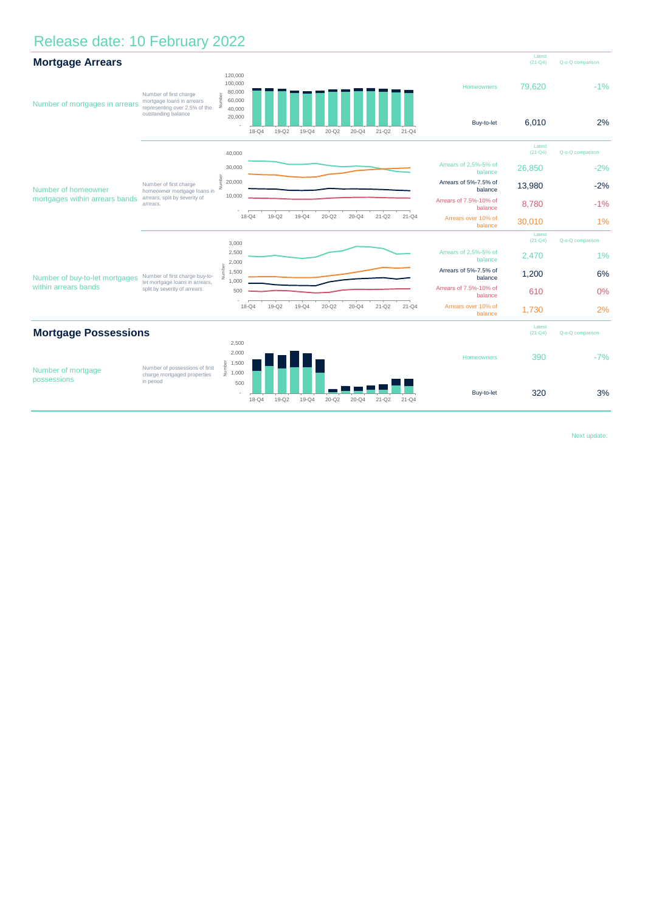# Release date: 10 February 2022

## Mortgage Arrears

| | | | Latest (21-Q4) | Q-o-Q comparison |
|---|---|---|---|---|
| Number of mortgages in arrears | Number of first charge mortgage loans in arrears representing over 2.5% of the outstanding balance | Homeowners | 79,620 | -1% |
| | | Buy-to-let | 6,010 | 2% |

| | | | Latest (21-Q4) | Q-o-Q comparison |
|---|---|---|---|---|
| Number of homeowner mortgages within arrears bands | Number of first charge homeowner mortgage loans in arrears, split by severity of arrears. | Arrears of 2.5%-5% of balance | 26,850 | -2% |
| | | Arrears of 5%-7.5% of balance | 13,980 | -2% |
| | | Arrears of 7.5%-10% of balance | 8,780 | -1% |
| | | Arrears over 10% of balance | 30,010 | 1% |

| | | | Latest (21-Q4) | Q-o-Q comparison |
|---|---|---|---|---|
| Number of buy-to-let mortgages within arrears bands | Number of first charge buy-to-let mortgage loans in arrears, split by severity of arrears. | Arrears of 2.5%-5% of balance | 2,470 | 1% |
| | | Arrears of 5%-7.5% of balance | 1,200 | 6% |
| | | Arrears of 7.5%-10% of balance | 610 | 0% |
| | | Arrears over 10% of balance | 1,730 | 2% |

## Mortgage Possessions

| | | | Latest (21-Q4) | Q-o-Q comparison |
|---|---|---|---|---|
| Number of mortgage possessions | Number of possessions of first charge mortgaged properties in period | Homeowners | 390 | -7% |
| | | Buy-to-let | 320 | 3% |

Next update: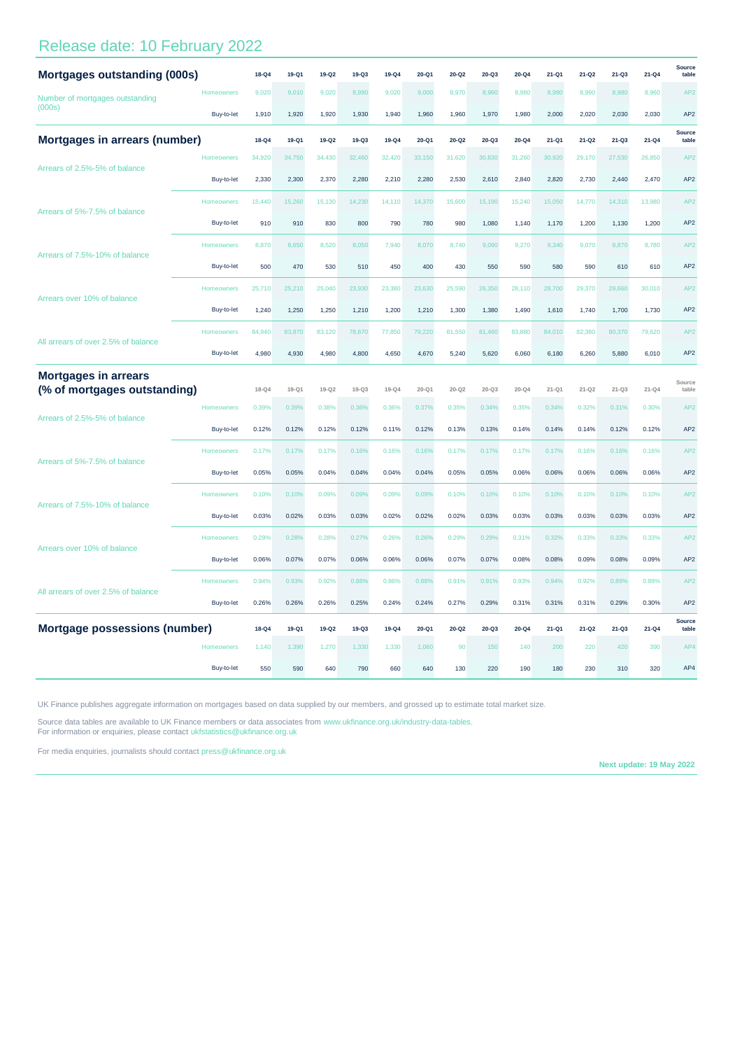# Release date: 10 February 2022

## Mortgages outstanding (000s)

| | | 18-Q4 | 19-Q1 | 19-Q2 | 19-Q3 | 19-Q4 | 20-Q1 | 20-Q2 | 20-Q3 | 20-Q4 | 21-Q1 | 21-Q2 | 21-Q3 | 21-Q4 | Source table |
|---|---|---|---|---|---|---|---|---|---|---|---|---|---|---|---|
| Number of mortgages outstanding (000s) | Homeowners | 9,020 | 9,010 | 9,020 | 8,990 | 9,020 | 9,000 | 8,970 | 8,960 | 8,980 | 8,980 | 8,990 | 8,980 | 8,960 | AP2 |
| | Buy-to-let | 1,910 | 1,920 | 1,920 | 1,930 | 1,940 | 1,960 | 1,960 | 1,970 | 1,980 | 2,000 | 2,020 | 2,030 | 2,030 | AP2 |

## Mortgages in arrears (number)

| | | 18-Q4 | 19-Q1 | 19-Q2 | 19-Q3 | 19-Q4 | 20-Q1 | 20-Q2 | 20-Q3 | 20-Q4 | 21-Q1 | 21-Q2 | 21-Q3 | 21-Q4 | Source table |
|---|---|---|---|---|---|---|---|---|---|---|---|---|---|---|---|
| Arrears of 2.5%-5% of balance | Homeowners | 34,920 | 34,750 | 34,430 | 32,460 | 32,420 | 33,150 | 31,620 | 30,830 | 31,260 | 30,920 | 29,170 | 27,530 | 26,850 | AP2 |
| | Buy-to-let | 2,330 | 2,300 | 2,370 | 2,280 | 2,210 | 2,280 | 2,530 | 2,610 | 2,840 | 2,820 | 2,730 | 2,440 | 2,470 | AP2 |
| Arrears of 5%-7.5% of balance | Homeowners | 15,440 | 15,260 | 15,130 | 14,230 | 14,110 | 14,370 | 15,600 | 15,190 | 15,240 | 15,050 | 14,770 | 14,310 | 13,980 | AP2 |
| | Buy-to-let | 910 | 910 | 830 | 800 | 790 | 780 | 980 | 1,080 | 1,140 | 1,170 | 1,200 | 1,130 | 1,200 | AP2 |
| Arrears of 7.5%-10% of balance | Homeowners | 8,870 | 8,650 | 8,520 | 8,050 | 7,940 | 8,070 | 8,740 | 9,090 | 9,270 | 9,340 | 9,070 | 8,870 | 8,780 | AP2 |
| | Buy-to-let | 500 | 470 | 530 | 510 | 450 | 400 | 430 | 550 | 590 | 580 | 590 | 610 | 610 | AP2 |
| Arrears over 10% of balance | Homeowners | 25,710 | 25,210 | 25,040 | 23,930 | 23,380 | 23,630 | 25,590 | 26,350 | 28,110 | 28,700 | 29,370 | 29,660 | 30,010 | AP2 |
| | Buy-to-let | 1,240 | 1,250 | 1,250 | 1,210 | 1,200 | 1,210 | 1,300 | 1,380 | 1,490 | 1,610 | 1,740 | 1,700 | 1,730 | AP2 |
| All arrears of over 2.5% of balance | Homeowners | 84,940 | 83,870 | 83,120 | 78,670 | 77,850 | 79,220 | 81,550 | 81,460 | 83,880 | 84,010 | 82,380 | 80,370 | 79,620 | AP2 |
| | Buy-to-let | 4,980 | 4,930 | 4,980 | 4,800 | 4,650 | 4,670 | 5,240 | 5,620 | 6,060 | 6,180 | 6,260 | 5,880 | 6,010 | AP2 |

## Mortgages in arrears (% of mortgages outstanding)

| | | 18-Q4 | 19-Q1 | 19-Q2 | 19-Q3 | 19-Q4 | 20-Q1 | 20-Q2 | 20-Q3 | 20-Q4 | 21-Q1 | 21-Q2 | 21-Q3 | 21-Q4 | Source table |
|---|---|---|---|---|---|---|---|---|---|---|---|---|---|---|---|
| Arrears of 2.5%-5% of balance | Homeowners | 0.39% | 0.39% | 0.38% | 0.36% | 0.36% | 0.37% | 0.35% | 0.34% | 0.35% | 0.34% | 0.32% | 0.31% | 0.30% | AP2 |
| | Buy-to-let | 0.12% | 0.12% | 0.12% | 0.12% | 0.11% | 0.12% | 0.13% | 0.13% | 0.14% | 0.14% | 0.14% | 0.12% | 0.12% | AP2 |
| Arrears of 5%-7.5% of balance | Homeowners | 0.17% | 0.17% | 0.17% | 0.16% | 0.16% | 0.16% | 0.17% | 0.17% | 0.17% | 0.17% | 0.16% | 0.16% | 0.16% | AP2 |
| | Buy-to-let | 0.05% | 0.05% | 0.04% | 0.04% | 0.04% | 0.04% | 0.05% | 0.05% | 0.06% | 0.06% | 0.06% | 0.06% | 0.06% | AP2 |
| Arrears of 7.5%-10% of balance | Homeowners | 0.10% | 0.10% | 0.09% | 0.09% | 0.09% | 0.09% | 0.10% | 0.10% | 0.10% | 0.10% | 0.10% | 0.10% | 0.10% | AP2 |
| | Buy-to-let | 0.03% | 0.02% | 0.03% | 0.03% | 0.02% | 0.02% | 0.02% | 0.03% | 0.03% | 0.03% | 0.03% | 0.03% | 0.03% | AP2 |
| Arrears over 10% of balance | Homeowners | 0.29% | 0.28% | 0.28% | 0.27% | 0.26% | 0.26% | 0.29% | 0.29% | 0.31% | 0.32% | 0.33% | 0.33% | 0.33% | AP2 |
| | Buy-to-let | 0.06% | 0.07% | 0.07% | 0.06% | 0.06% | 0.06% | 0.07% | 0.07% | 0.08% | 0.08% | 0.09% | 0.08% | 0.09% | AP2 |
| All arrears of over 2.5% of balance | Homeowners | 0.94% | 0.93% | 0.92% | 0.88% | 0.86% | 0.88% | 0.91% | 0.91% | 0.93% | 0.94% | 0.92% | 0.89% | 0.89% | AP2 |
| | Buy-to-let | 0.26% | 0.26% | 0.26% | 0.25% | 0.24% | 0.24% | 0.27% | 0.29% | 0.31% | 0.31% | 0.31% | 0.29% | 0.30% | AP2 |

## Mortgage possessions (number)

| | | 18-Q4 | 19-Q1 | 19-Q2 | 19-Q3 | 19-Q4 | 20-Q1 | 20-Q2 | 20-Q3 | 20-Q4 | 21-Q1 | 21-Q2 | 21-Q3 | 21-Q4 | Source table |
|---|---|---|---|---|---|---|---|---|---|---|---|---|---|---|---|
| | Homeowners | 1,140 | 1,390 | 1,270 | 1,330 | 1,330 | 1,060 | 90 | 150 | 140 | 200 | 220 | 420 | 390 | AP4 |
| | Buy-to-let | 550 | 590 | 640 | 790 | 660 | 640 | 130 | 220 | 190 | 180 | 230 | 310 | 320 | AP4 |

UK Finance publishes aggregate information on mortgages based on data supplied by our members, and grossed up to estimate total market size.

Source data tables are available to UK Finance members or data associates from www.ukfinance.org.uk/industry-data-tables.
For information or enquiries, please contact ukfstatistics@ukfinance.org.uk

For media enquiries, journalists should contact press@ukfinance.org.uk

**Next update: 19 May 2022**